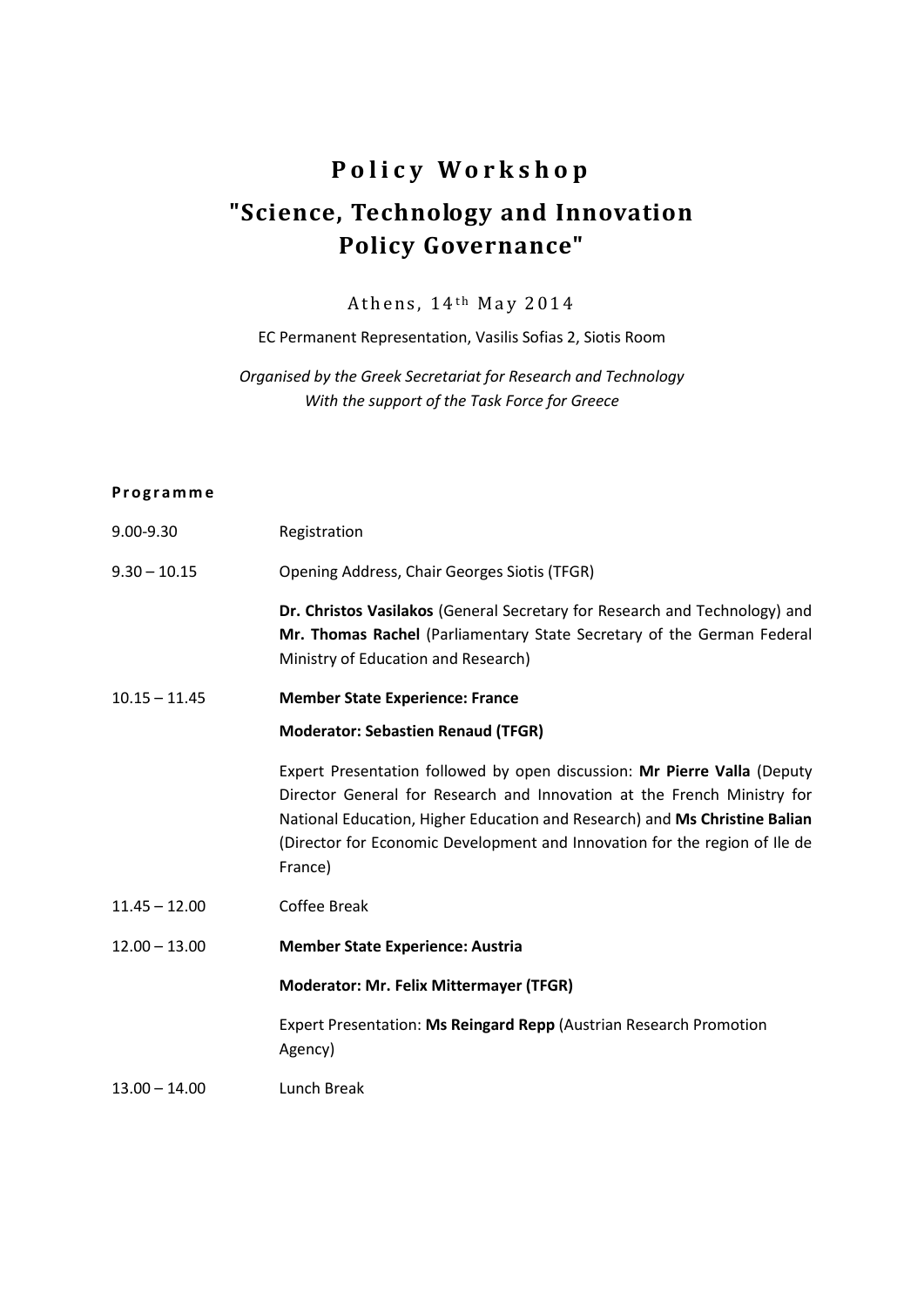# Policy Workshop

# "Science, Technology and Innovation Policy Governance"

Athens, 14th May 2014

EC Permanent Representation, Vasilis Sofias 2, Siotis Room

*Organised by the Greek Secretariat for Research and Technology*
*With the support of the Task Force for Greece*

**Programme**

9.00-9.30 Registration

9.30 – 10.15 Opening Address, Chair Georges Siotis (TFGR)

**Dr. Christos Vasilakos** (General Secretary for Research and Technology) and **Mr. Thomas Rachel** (Parliamentary State Secretary of the German Federal Ministry of Education and Research)

10.15 – 11.45 **Member State Experience: France**

**Moderator: Sebastien Renaud (TFGR)**

Expert Presentation followed by open discussion: **Mr Pierre Valla** (Deputy Director General for Research and Innovation at the French Ministry for National Education, Higher Education and Research) and **Ms Christine Balian** (Director for Economic Development and Innovation for the region of Ile de France)

11.45 – 12.00 Coffee Break

12.00 – 13.00 **Member State Experience: Austria**

**Moderator: Mr. Felix Mittermayer (TFGR)**

Expert Presentation: **Ms Reingard Repp** (Austrian Research Promotion Agency)

13.00 – 14.00 Lunch Break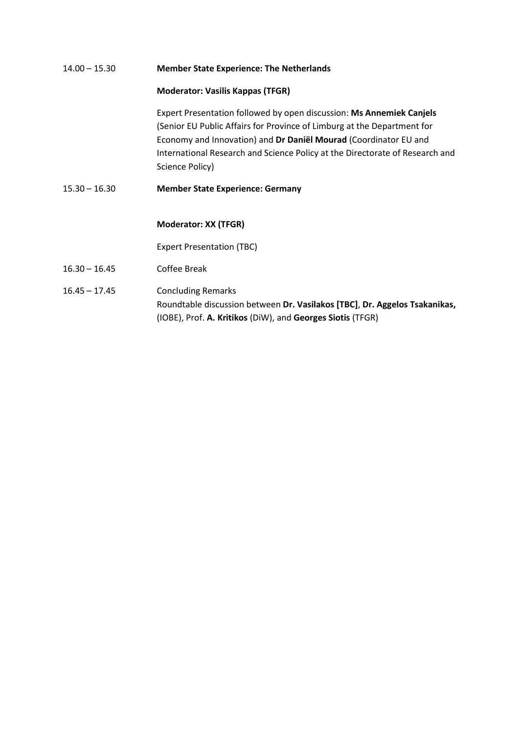| | |
|---|---|
| 14.00 – 15.30 | **Member State Experience: The Netherlands**<br><br>**Moderator: Vasilis Kappas (TFGR)**<br><br>Expert Presentation followed by open discussion: **Ms Annemiek Canjels** (Senior EU Public Affairs for Province of Limburg at the Department for Economy and Innovation) and **Dr Daniël Mourad** (Coordinator EU and International Research and Science Policy at the Directorate of Research and Science Policy) |
| 15.30 – 16.30 | **Member State Experience: Germany**<br><br>**Moderator: XX (TFGR)**<br><br>Expert Presentation (TBC) |
| 16.30 – 16.45 | Coffee Break |
| 16.45 – 17.45 | Concluding Remarks<br>Roundtable discussion between **Dr. Vasilakos [TBC]**, **Dr. Aggelos Tsakanikas,** (IOBE), Prof. **A. Kritikos** (DiW), and **Georges Siotis** (TFGR) |